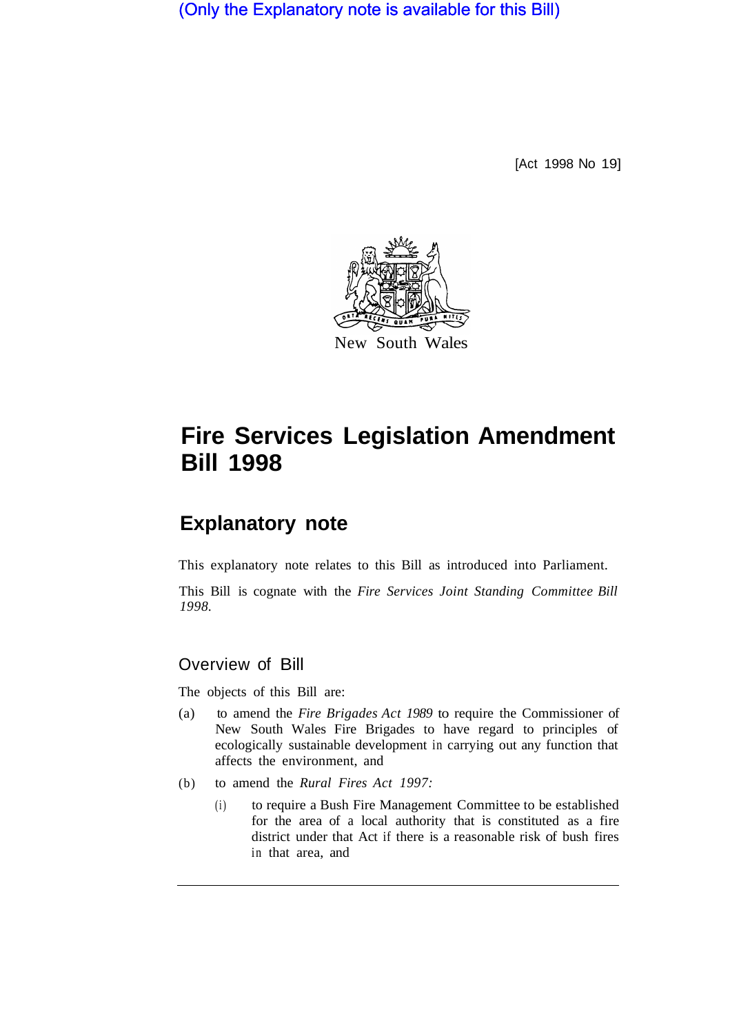(Only the Explanatory note is available for this Bill)

[Act 1998 No 19]

New South Wales

# Fire Services Legislation Amendment Bill 1998

## Explanatory note

This explanatory note relates to this Bill as introduced into Parliament.

This Bill is cognate with the *Fire Services Joint Standing Committee Bill 1998*.

### Overview of Bill

The objects of this Bill are:

(a) to amend the *Fire Brigades Act 1989* to require the Commissioner of New South Wales Fire Brigades to have regard to principles of ecologically sustainable development in carrying out any function that affects the environment, and

(b) to amend the *Rural Fires Act 1997:*

(i) to require a Bush Fire Management Committee to be established for the area of a local authority that is constituted as a fire district under that Act if there is a reasonable risk of bush fires in that area, and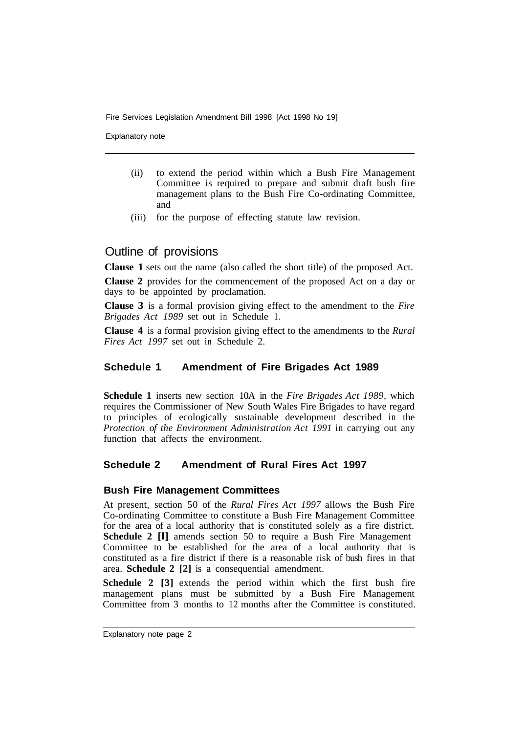(ii) to extend the period within which a Bush Fire Management Committee is required to prepare and submit draft bush fire management plans to the Bush Fire Co-ordinating Committee, and

(iii) for the purpose of effecting statute law revision.

## Outline of provisions

**Clause 1** sets out the name (also called the short title) of the proposed Act.

**Clause 2** provides for the commencement of the proposed Act on a day or days to be appointed by proclamation.

**Clause 3** is a formal provision giving effect to the amendment to the *Fire Brigades Act 1989* set out in Schedule 1.

**Clause 4** is a formal provision giving effect to the amendments to the *Rural Fires Act 1997* set out in Schedule 2.

### Schedule 1 Amendment of Fire Brigades Act 1989

**Schedule 1** inserts new section 10A in the *Fire Brigades Act 1989*, which requires the Commissioner of New South Wales Fire Brigades to have regard to principles of ecologically sustainable development described in the *Protection of the Environment Administration Act 1991* in carrying out any function that affects the environment.

### Schedule 2 Amendment of Rural Fires Act 1997

#### Bush Fire Management Committees

At present, section 50 of the *Rural Fires Act 1997* allows the Bush Fire Co-ordinating Committee to constitute a Bush Fire Management Committee for the area of a local authority that is constituted solely as a fire district. **Schedule 2 [l]** amends section 50 to require a Bush Fire Management Committee to be established for the area of a local authority that is constituted as a fire district if there is a reasonable risk of bush fires in that area. **Schedule 2 [2]** is a consequential amendment.

**Schedule 2 [3]** extends the period within which the first bush fire management plans must be submitted by a Bush Fire Management Committee from 3 months to 12 months after the Committee is constituted.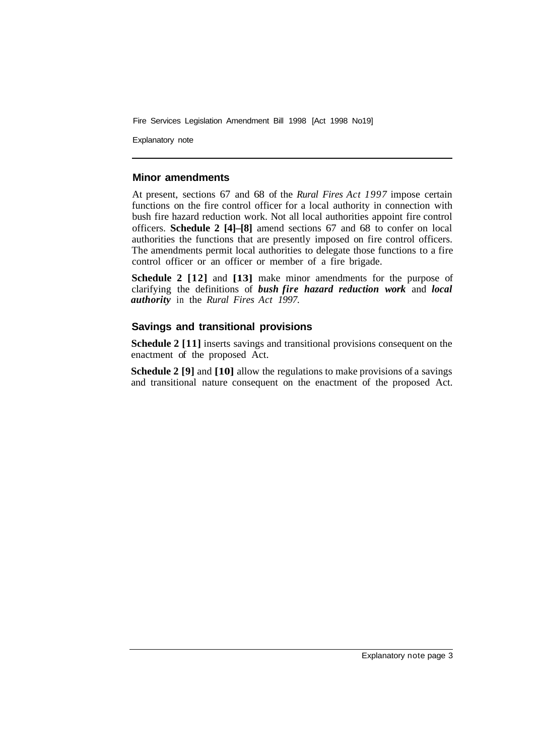## Minor amendments

At present, sections 67 and 68 of the *Rural Fires Act 1997* impose certain functions on the fire control officer for a local authority in connection with bush fire hazard reduction work. Not all local authorities appoint fire control officers. **Schedule 2 [4]–[8]** amend sections 67 and 68 to confer on local authorities the functions that are presently imposed on fire control officers. The amendments permit local authorities to delegate those functions to a fire control officer or an officer or member of a fire brigade.

**Schedule 2 [12]** and **[13]** make minor amendments for the purpose of clarifying the definitions of ***bush fire hazard reduction work*** and ***local authority*** in the *Rural Fires Act 1997.*

## Savings and transitional provisions

**Schedule 2 [11]** inserts savings and transitional provisions consequent on the enactment of the proposed Act.

**Schedule 2 [9]** and **[10]** allow the regulations to make provisions of a savings and transitional nature consequent on the enactment of the proposed Act.